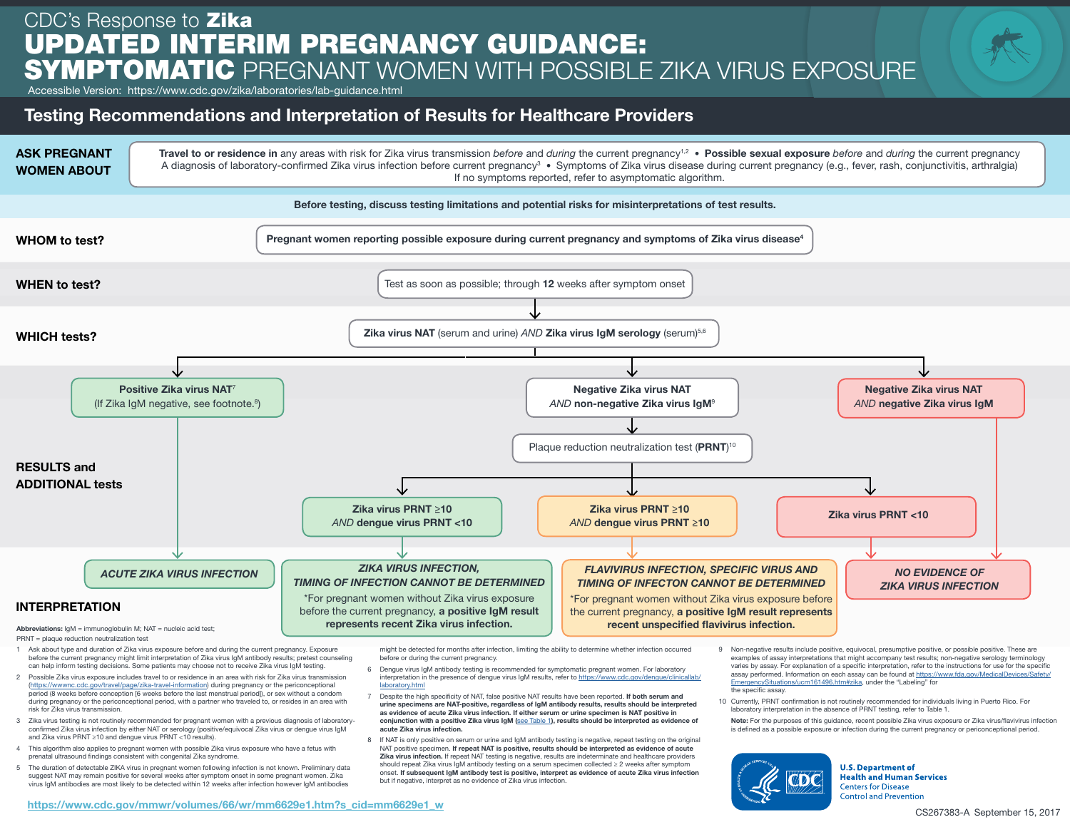# CDC's Response to Zika

# UPDATED INTERIM PREGNANCY GUIDANCE: SYMPTOMATIC PREGNANT WOMEN WITH POSSIBLE ZIKA VIRUS EXPOSURE

Accessible Version: https://www.cdc.gov/zika/laboratories/lab-guidance.html

## Testing Recommendations and Interpretation of Results for Healthcare Providers

**ASK PREGNANT WOMEN ABOUT**

**Travel to or residence in** any areas with risk for Zika virus transmission *before* and *during* the current pregnancy[1,2] • **Possible sexual exposure** *before* and *during* the current pregnancy
A diagnosis of laboratory-confirmed Zika virus infection before current pregnancy[3] • Symptoms of Zika virus disease during current pregnancy (e.g., fever, rash, conjunctivitis, arthralgia)
If no symptoms reported, refer to asymptomatic algorithm.

**Before testing, discuss testing limitations and potential risks for misinterpretations of test results.**

**WHOM to test?**

**Pregnant women reporting possible exposure during current pregnancy and symptoms of Zika virus disease[4]**

**WHEN to test?**

Test as soon as possible; through **12** weeks after symptom onset

**WHICH tests?**

**Zika virus NAT** (serum and urine) *AND* **Zika virus IgM serology** (serum)[5,6]

**RESULTS and ADDITIONAL tests**

- **Positive Zika virus NAT[7]** (If Zika IgM negative, see footnote.[8])
  - → INTERPRETATION: ***ACUTE ZIKA VIRUS INFECTION***
- **Negative Zika virus NAT** *AND* **non-negative Zika virus IgM[9]**
  - → **Plaque reduction neutralization test (PRNT)[10]**
    - **Zika virus PRNT ≥10** *AND* **dengue virus PRNT <10**
      - → INTERPRETATION: ***ZIKA VIRUS INFECTION, TIMING OF INFECTION CANNOT BE DETERMINED***
        *For pregnant women without Zika virus exposure before the current pregnancy, **a positive IgM result represents recent Zika virus infection.**
    - **Zika virus PRNT ≥10** *AND* **dengue virus PRNT ≥10**
      - → INTERPRETATION: ***FLAVIVIRUS INFECTION, SPECIFIC VIRUS AND TIMING OF INFECTON CANNOT BE DETERMINED***
        *For pregnant women without Zika virus exposure before the current pregnancy, **a positive IgM result represents recent unspecified flavivirus infection.**
    - **Zika virus PRNT <10**
      - → INTERPRETATION: ***NO EVIDENCE OF ZIKA VIRUS INFECTION***
- **Negative Zika virus NAT** *AND* **negative Zika virus IgM**
  - → INTERPRETATION: ***NO EVIDENCE OF ZIKA VIRUS INFECTION***

**Abbreviations:** IgM = immunoglobulin M; NAT = nucleic acid test; PRNT = plaque reduction neutralization test

1. Ask about type and duration of Zika virus exposure before and during the current pregnancy. Exposure before the current pregnancy might limit interpretation of Zika virus IgM antibody results; pretest counseling can help inform testing decisions. Some patients may choose not to receive Zika virus IgM testing.
2. Possible Zika virus exposure includes travel to or residence in an area with risk for Zika virus transmission (https://wwwnc.cdc.gov/travel/page/zika-travel-information) during pregnancy or the periconceptional period (8 weeks before conception [6 weeks before the last menstrual period]), or sex without a condom during pregnancy or the periconceptional period, with a partner who traveled to, or resides in an area with risk for Zika virus transmission.
3. Zika virus testing is not routinely recommended for pregnant women with a previous diagnosis of laboratory-confirmed Zika virus infection by either NAT or serology (positive/equivocal Zika virus or dengue virus IgM and Zika virus PRNT ≥10 and dengue virus PRNT <10 results).
4. This algorithm also applies to pregnant women with possible Zika virus exposure who have a fetus with prenatal ultrasound findings consistent with congenital Zika syndrome.
5. The duration of detectable ZIKA virus in pregnant women following infection is not known. Preliminary data suggest NAT may remain positive for several weeks after symptom onset in some pregnant women. Zika virus IgM antibodies are most likely to be detected within 12 weeks after infection however IgM antibodies might be detected for months after infection, limiting the ability to determine whether infection occurred before or during the current pregnancy.
6. Dengue virus IgM antibody testing is recommended for symptomatic pregnant women. For laboratory interpretation in the presence of dengue virus IgM results, refer to https://www.cdc.gov/dengue/clinicallab/laboratory.html
7. Despite the high specificity of NAT, false positive NAT results have been reported. **If both serum and urine specimens are NAT-positive, regardless of IgM antibody results, results should be interpreted as evidence of acute Zika virus infection. If either serum or urine specimen is NAT positive in conjunction with a positive Zika virus IgM** (see Table 1), **results should be interpreted as evidence of acute Zika virus infection.**
8. If NAT is only positive on serum or urine and IgM antibody testing is negative, repeat testing on the original NAT positive specimen. **If repeat NAT is positive, results should be interpreted as evidence of acute Zika virus infection.** If repeat NAT testing is negative, results are indeterminate and healthcare providers should repeat Zika virus IgM antibody testing on a serum specimen collected ≥ 2 weeks after symptom onset. **If subsequent IgM antibody test is positive, interpret as evidence of acute Zika virus infection** but if negative, interpret as no evidence of Zika virus infection.
9. Non-negative results include positive, equivocal, presumptive positive, or possible positive. These are examples of assay interpretations that might accompany test results; non-negative serology terminology varies by assay. For explanation of a specific interpretation, refer to the instructions for use for the specific assay performed. Information on each assay can be found at https://www.fda.gov/MedicalDevices/Safety/EmergencySituations/ucm161496.htm#zika, under the "Labeling" for the specific assay.
10. Currently, PRNT confirmation is not routinely recommended for individuals living in Puerto Rico. For laboratory interpretation in the absence of PRNT testing, refer to Table 1.

**Note:** For the purposes of this guidance, recent possible Zika virus exposure or Zika virus/flavivirus infection is defined as a possible exposure or infection during the current pregnancy or periconceptional period.

https://www.cdc.gov/mmwr/volumes/66/wr/mm6629e1.htm?s_cid=mm6629e1_w

U.S. Department of Health and Human Services
Centers for Disease Control and Prevention

CS267383-A September 15, 2017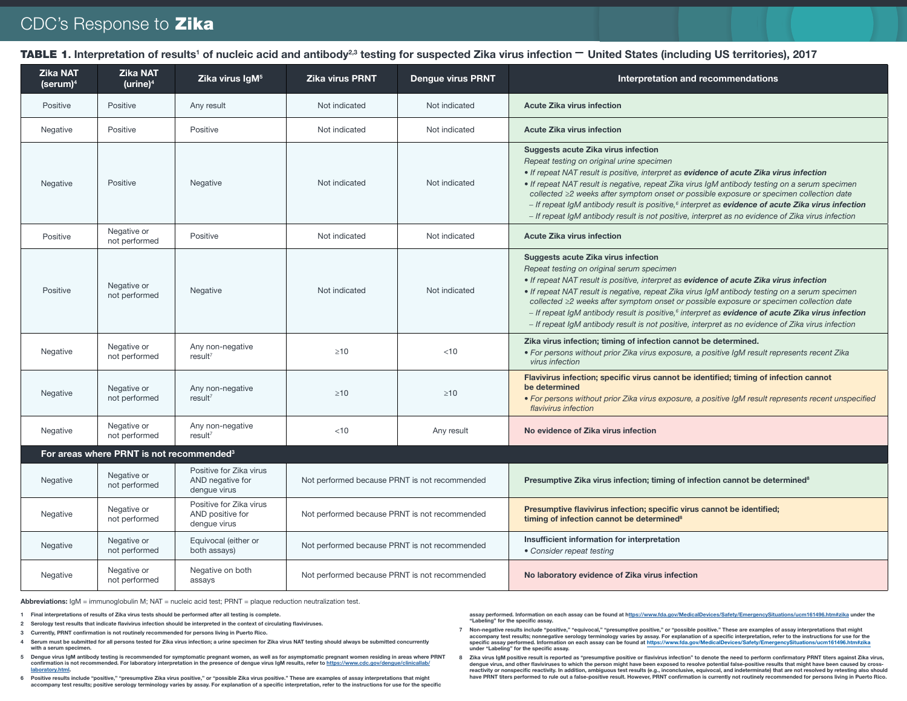# CDC's Response to **Zika**

**TABLE 1. Interpretation of results[1] of nucleic acid and antibody[2,3] testing for suspected Zika virus infection — United States (including US territories), 2017**

| Zika NAT (serum)[4] | Zika NAT (urine)[4] | Zika virus IgM[5] | Zika virus PRNT | Dengue virus PRNT | Interpretation and recommendations |
|---|---|---|---|---|---|
| Positive | Positive | Any result | Not indicated | Not indicated | **Acute Zika virus infection** |
| Negative | Positive | Positive | Not indicated | Not indicated | **Acute Zika virus infection** |
| Negative | Positive | Negative | Not indicated | Not indicated | **Suggests acute Zika virus infection** *Repeat testing on original urine specimen* • *If repeat NAT result is positive, interpret as* ***evidence of acute Zika virus infection*** • *If repeat NAT result is negative, repeat Zika virus IgM antibody testing on a serum specimen collected ≥2 weeks after symptom onset or possible exposure or specimen collection date* – *If repeat IgM antibody result is positive,[6] interpret as* ***evidence of acute Zika virus infection*** – *If repeat IgM antibody result is not positive, interpret as no evidence of Zika virus infection* |
| Positive | Negative or not performed | Positive | Not indicated | Not indicated | **Acute Zika virus infection** |
| Positive | Negative or not performed | Negative | Not indicated | Not indicated | **Suggests acute Zika virus infection** *Repeat testing on original serum specimen* • *If repeat NAT result is positive, interpret as* ***evidence of acute Zika virus infection*** • *If repeat NAT result is negative, repeat Zika virus IgM antibody testing on a serum specimen collected ≥2 weeks after symptom onset or possible exposure or specimen collection date* – *If repeat IgM antibody result is positive,[6] interpret as* ***evidence of acute Zika virus infection*** – *If repeat IgM antibody result is not positive, interpret as no evidence of Zika virus infection* |
| Negative | Negative or not performed | Any non-negative result[7] | ≥10 | <10 | **Zika virus infection; timing of infection cannot be determined.** • *For persons without prior Zika virus exposure, a positive IgM result represents recent Zika virus infection* |
| Negative | Negative or not performed | Any non-negative result[7] | ≥10 | ≥10 | **Flavivirus infection; specific virus cannot be identified; timing of infection cannot be determined** • *For persons without prior Zika virus exposure, a positive IgM result represents recent unspecified flavivirus infection* |
| Negative | Negative or not performed | Any non-negative result[7] | <10 | Any result | **No evidence of Zika virus infection** |
| **For areas where PRNT is not recommended[3]** | | | | | |
| Negative | Negative or not performed | Positive for Zika virus AND negative for dengue virus | Not performed because PRNT is not recommended | | **Presumptive Zika virus infection; timing of infection cannot be determined[8]** |
| Negative | Negative or not performed | Positive for Zika virus AND positive for dengue virus | Not performed because PRNT is not recommended | | **Presumptive flavivirus infection; specific virus cannot be identified; timing of infection cannot be determined[8]** |
| Negative | Negative or not performed | Equivocal (either or both assays) | Not performed because PRNT is not recommended | | **Insufficient information for interpretation** • *Consider repeat testing* |
| Negative | Negative or not performed | Negative on both assays | Not performed because PRNT is not recommended | | **No laboratory evidence of Zika virus infection** |

**Abbreviations:** IgM = immunoglobulin M; NAT = nucleic acid test; PRNT = plaque reduction neutralization test.

1 Final interpretations of results of Zika virus tests should be performed after all testing is complete.

2 Serology test results that indicate flavivirus infection should be interpreted in the context of circulating flaviviruses.

3 Currently, PRNT confirmation is not routinely recommended for persons living in Puerto Rico.

4 Serum must be submitted for all persons tested for Zika virus infection; a urine specimen for Zika virus NAT testing should always be submitted concurrently with a serum specimen.

5 Dengue virus IgM antibody testing is recommended for symptomatic pregnant women, as well as for asymptomatic pregnant women residing in areas where PRNT confirmation is not recommended. For laboratory interpretation in the presence of dengue virus IgM results, refer to https://www.cdc.gov/dengue/clinicallab/laboratory.html.

6 Positive results include "positive," "presumptive Zika virus positive," or "possible Zika virus positive." These are examples of assay interpretations that might accompany test results; positive serology terminology varies by assay. For explanation of a specific interpretation, refer to the instructions for use for the specific assay performed. Information on each assay can be found at https://www.fda.gov/MedicalDevices/Safety/EmergencySituations/ucm161496.htm#zika under the "Labeling" for the specific assay.

7 Non-negative results include "positive," "equivocal," "presumptive positive," or "possible positive." These are examples of assay interpretations that might accompany test results; nonnegative serology terminology varies by assay. For explanation of a specific interpretation, refer to the instructions for use for the specific assay performed. Information on each assay can be found at https://www.fda.gov/MedicalDevices/Safety/EmergencySituations/ucm161496.htm#zika under "Labeling" for the specific assay.

8 Zika virus IgM positive result is reported as "presumptive positive or flavivirus infection" to denote the need to perform confirmatory PRNT titers against Zika virus, dengue virus, and other flaviviruses to which the person might have been exposed to resolve potential false-positive results that might have been caused by cross-reactivity or nonspecific reactivity. In addition, ambiguous test results (e.g., inconclusive, equivocal, and indeterminate) that are not resolved by retesting also should have PRNT titers performed to rule out a false-positive result. However, PRNT confirmation is currently not routinely recommended for persons living in Puerto Rico.